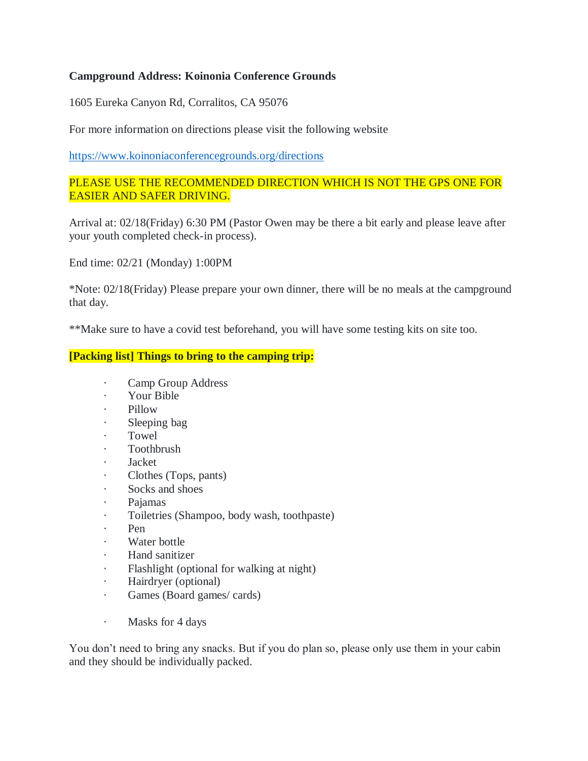**Campground Address: Koinonia Conference Grounds**

1605 Eureka Canyon Rd, Corralitos, CA 95076

For more information on directions please visit the following website

https://www.koinoniaconferencegrounds.org/directions

PLEASE USE THE RECOMMENDED DIRECTION WHICH IS NOT THE GPS ONE FOR EASIER AND SAFER DRIVING.

Arrival at: 02/18(Friday) 6:30 PM (Pastor Owen may be there a bit early and please leave after your youth completed check-in process).

End time: 02/21 (Monday) 1:00PM

*Note: 02/18(Friday) Please prepare your own dinner, there will be no meals at the campground that day.

**Make sure to have a covid test beforehand, you will have some testing kits on site too.

**[Packing list] Things to bring to the camping trip:**

- Camp Group Address
- Your Bible
- Pillow
- Sleeping bag
- Towel
- Toothbrush
- Jacket
- Clothes (Tops, pants)
- Socks and shoes
- Pajamas
- Toiletries (Shampoo, body wash, toothpaste)
- Pen
- Water bottle
- Hand sanitizer
- Flashlight (optional for walking at night)
- Hairdryer (optional)
- Games (Board games/ cards)
- Masks for 4 days

You don't need to bring any snacks. But if you do plan so, please only use them in your cabin and they should be individually packed.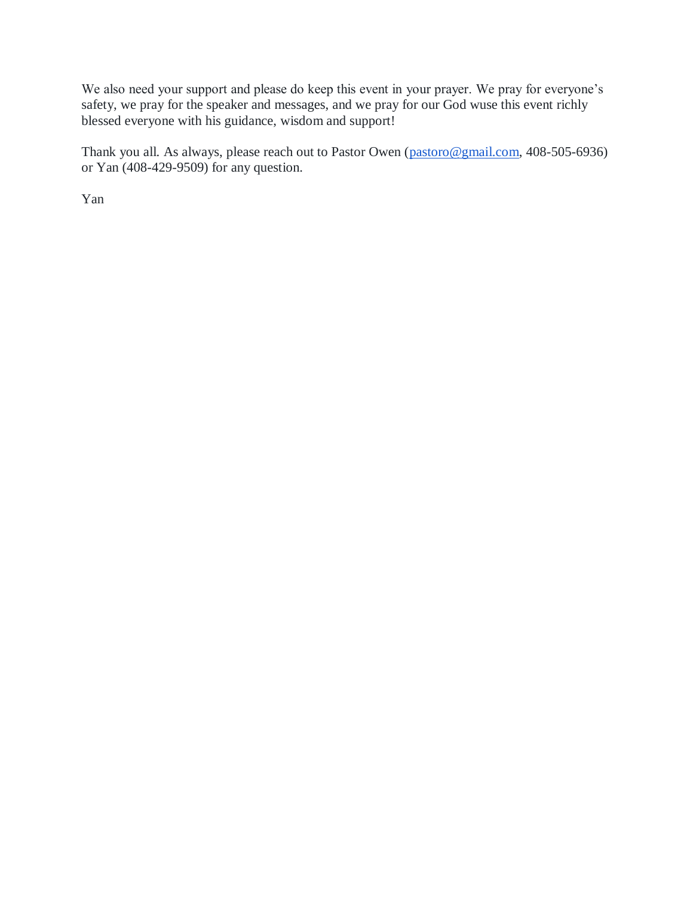We also need your support and please do keep this event in your prayer. We pray for everyone's safety, we pray for the speaker and messages, and we pray for our God wuse this event richly blessed everyone with his guidance, wisdom and support!

Thank you all. As always, please reach out to Pastor Owen (pastoro@gmail.com, 408-505-6936) or Yan (408-429-9509) for any question.

Yan